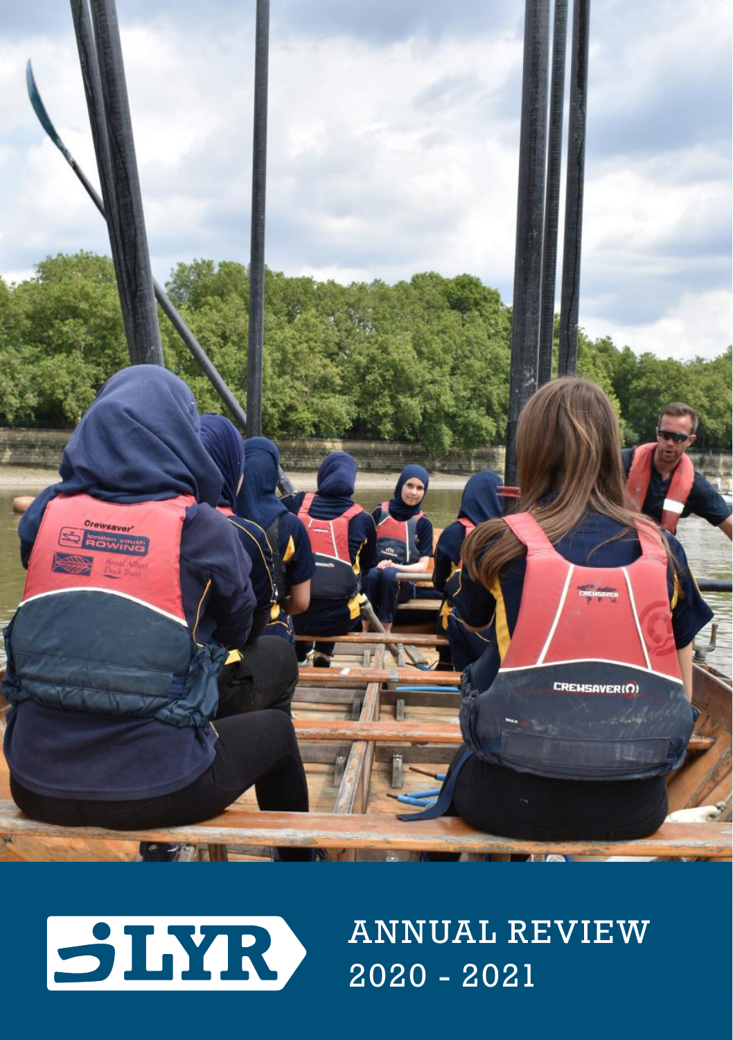LYR

# ANNUAL REVIEW 2020 - 2021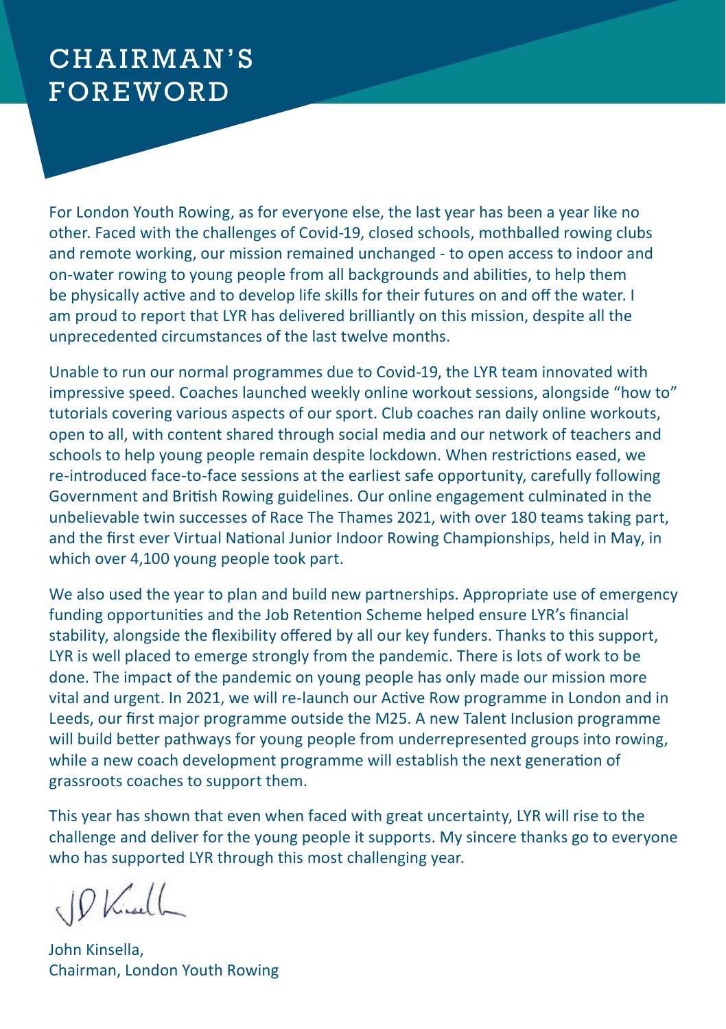# CHAIRMAN'S FOREWORD

For London Youth Rowing, as for everyone else, the last year has been a year like no other. Faced with the challenges of Covid-19, closed schools, mothballed rowing clubs and remote working, our mission remained unchanged - to open access to indoor and on-water rowing to young people from all backgrounds and abilities, to help them be physically active and to develop life skills for their futures on and off the water. I am proud to report that LYR has delivered brilliantly on this mission, despite all the unprecedented circumstances of the last twelve months.

Unable to run our normal programmes due to Covid-19, the LYR team innovated with impressive speed. Coaches launched weekly online workout sessions, alongside "how to" tutorials covering various aspects of our sport. Club coaches ran daily online workouts, open to all, with content shared through social media and our network of teachers and schools to help young people remain despite lockdown. When restrictions eased, we re-introduced face-to-face sessions at the earliest safe opportunity, carefully following Government and British Rowing guidelines. Our online engagement culminated in the unbelievable twin successes of Race The Thames 2021, with over 180 teams taking part, and the first ever Virtual National Junior Indoor Rowing Championships, held in May, in which over 4,100 young people took part.

We also used the year to plan and build new partnerships. Appropriate use of emergency funding opportunities and the Job Retention Scheme helped ensure LYR's financial stability, alongside the flexibility offered by all our key funders. Thanks to this support, LYR is well placed to emerge strongly from the pandemic. There is lots of work to be done. The impact of the pandemic on young people has only made our mission more vital and urgent. In 2021, we will re-launch our Active Row programme in London and in Leeds, our first major programme outside the M25. A new Talent Inclusion programme will build better pathways for young people from underrepresented groups into rowing, while a new coach development programme will establish the next generation of grassroots coaches to support them.

This year has shown that even when faced with great uncertainty, LYR will rise to the challenge and deliver for the young people it supports. My sincere thanks go to everyone who has supported LYR through this most challenging year.

John Kinsella,
Chairman, London Youth Rowing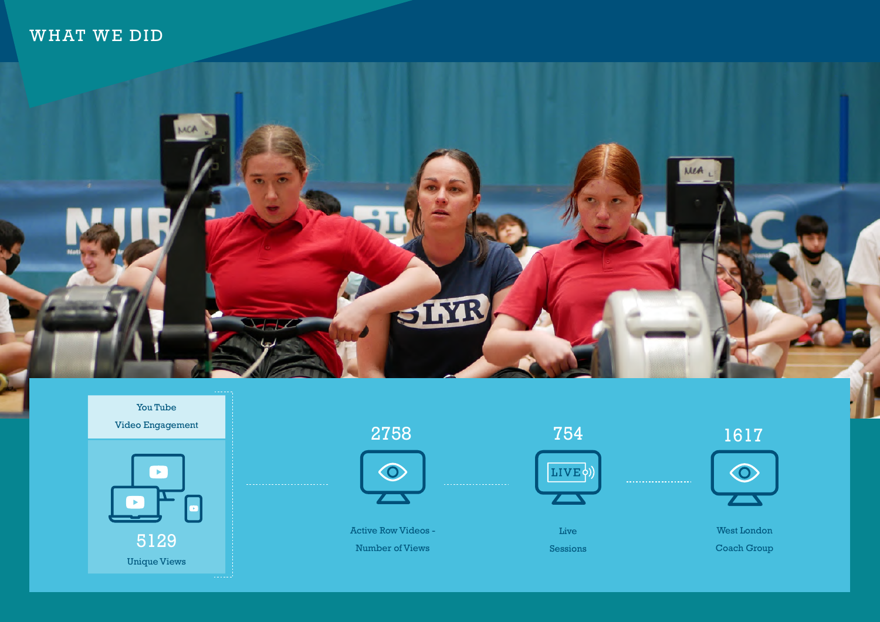# WHAT WE DID

**You Tube Video Engagement**

5129
Unique Views

2758
Active Row Videos - Number of Views

754
Live Sessions

1617
West London Coach Group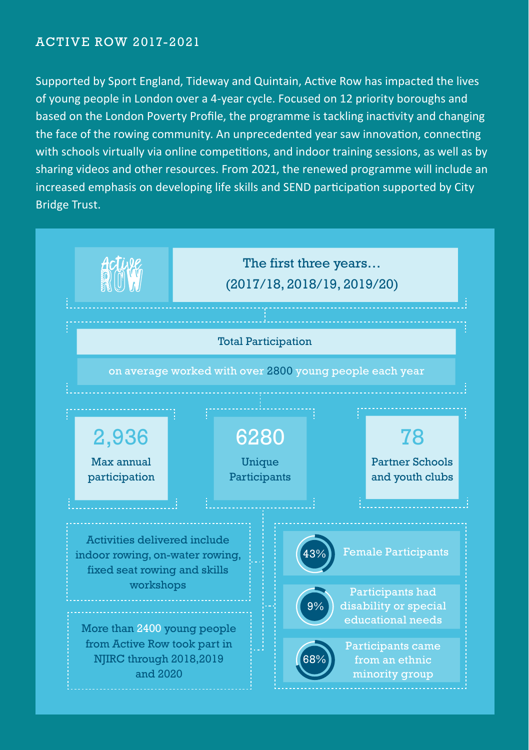## ACTIVE ROW 2017-2021

Supported by Sport England, Tideway and Quintain, Active Row has impacted the lives of young people in London over a 4-year cycle. Focused on 12 priority boroughs and based on the London Poverty Profile, the programme is tackling inactivity and changing the face of the rowing community. An unprecedented year saw innovation, connecting with schools virtually via online competitions, and indoor training sessions, as well as by sharing videos and other resources. From 2021, the renewed programme will include an increased emphasis on developing life skills and SEND participation supported by City Bridge Trust.

Active Row

### The first three years…
### (2017/18, 2018/19, 2019/20)

**Total Participation**

on average worked with over 2800 young people each year

**2,936**
Max annual participation

**6280**
Unique Participants

**78**
Partner Schools and youth clubs

Activities delivered include indoor rowing, on-water rowing, fixed seat rowing and skills workshops

More than 2400 young people from Active Row took part in NJIRC through 2018,2019 and 2020

**43%** Female Participants

**9%** Participants had disability or special educational needs

**68%** Participants came from an ethnic minority group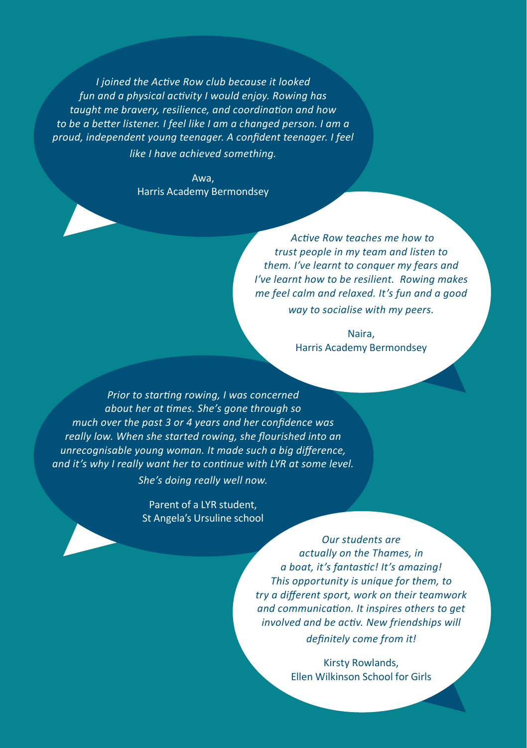*I joined the Active Row club because it looked fun and a physical activity I would enjoy. Rowing has taught me bravery, resilience, and coordination and how to be a better listener. I feel like I am a changed person. I am a proud, independent young teenager. A confident teenager. I feel like I have achieved something.*

Awa,
Harris Academy Bermondsey

*Active Row teaches me how to trust people in my team and listen to them. I've learnt to conquer my fears and I've learnt how to be resilient. Rowing makes me feel calm and relaxed. It's fun and a good way to socialise with my peers.*

Naira,
Harris Academy Bermondsey

*Prior to starting rowing, I was concerned about her at times. She's gone through so much over the past 3 or 4 years and her confidence was really low. When she started rowing, she flourished into an unrecognisable young woman. It made such a big difference, and it's why I really want her to continue with LYR at some level. She's doing really well now.*

Parent of a LYR student,
St Angela's Ursuline school

*Our students are actually on the Thames, in a boat, it's fantastic! It's amazing! This opportunity is unique for them, to try a different sport, work on their teamwork and communication. It inspires others to get involved and be activ. New friendships will definitely come from it!*

Kirsty Rowlands,
Ellen Wilkinson School for Girls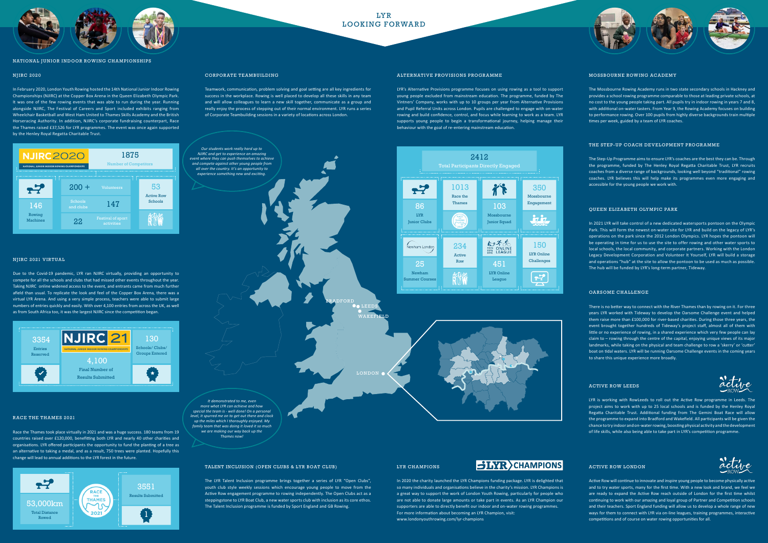# LYR LOOKING FORWARD

## NATIONAL JUNIOR INDOOR ROWING CHAMPIONSHIPS

### NJIRC 2020

In February 2020, London Youth Rowing hosted the 14th National Junior Indoor Rowing Championships (NJIRC) at the Copper Box Arena in the Queen Elizabeth Olympic Park. It was one of the few rowing events that was able to run during the year. Running alongside NJIRC, The Festival of Careers and Sport included exhibits ranging from Wheelchair Basketball and West Ham United to Thames Skills Academy and the British Horseracing Authority. In addition, NJIRC's corporate fundraising counterpart, Race the Thames raised £37,526 for LYR programmes. The event was once again supported by the Henley Royal Regatta Charitable Trust.

**NJIRC2020** – NATIONAL JUNIOR INDOOR ROWING CHAMPIONSHIPS

- 1875 Number of Competitors
- 200 + Volunteers
- 53 Active Row Schools
- 146 Rowing Machines
- 147 Schools and clubs
- 22 Festival of sport activities

### NJIRC 2021 VIRTUAL

Due to the Covid-19 pandemic, LYR ran NJIRC virtually, providing an opportunity to compete for all the schools and clubs that had missed other events throughout the year. Taking NJIRC online widened access to the event, and entrants came from much further afield than usual. To replicate the look and feel of the Copper Box Arena, there was a virtual LYR Arena. And using a very simple process, teachers were able to submit large numbers of entries quickly and easily. With over 4,100 entries from across the UK, as well as from South Africa too, it was the largest NJIRC since the competition began.

**NJIRC 21** – NATIONAL JUNIOR INDOOR ROWING CHAMPIONSHIPS

- 3354 Entries Reserved
- 130 Schools/ Clubs/ Groups Entered
- 4,100 Final Number of Results Submitted

### RACE THE THAMES 2021

Race the Thames took place virtually in 2021 and was a huge success. 180 teams from 19 countries raised over £120,000, benefitting both LYR and nearly 40 other charities and organisations. LYR offered participants the opportunity to fund the planting of a tree as an alternative to taking a medal, and as a result, 750 trees were planted. Hopefully this change will lead to annual additions to the LYR forest in the future.

**RACE THE THAMES 2021**

- 53,000km Total Distance Rowed
- 3551 Results Submitted

## CORPORATE TEAMBUILDING

Teamwork, communication, problem solving and goal setting are all key ingredients for success in the workplace. Rowing is well placed to develop all these skills in any team and will allow colleagues to learn a new skill together, communicate as a group and really enjoy the process of stepping out of their normal environment. LYR runs a series of Corporate Teambuilding sessions in a variety of locations across London.

*Our students work really hard up to NJIRC and get to experience an amazing event where they can push themselves to achieve and compete against other young people from all over the country. It's an opportunity to experience something new and exciting.*

*It demonstrated to me, even more what LYR can achieve and how special the team is - well done! On a personal level, it spurred me on to get out there and clock up the miles which I thoroughly enjoyed. My family team that was doing it loved it so much we are making our way back up the Thames now!*

BRADFORD · LEEDS · WAKEFIELD · LONDON

## ALTERNATIVE PROVISIONS PROGRAMME

LYR's Alternative Provisions programme focuses on using rowing as a tool to support young people excluded from mainstream education. The programme, funded by The Vintners' Company, works with up to 10 groups per year from Alternative Provisions and Pupil Referral Units across London. Pupils are challenged to engage with on-water rowing and build confidence, control, and focus while learning to work as a team. LYR supports young people to begin a transformational journey, helping manage their behaviour with the goal of re-entering mainstream education.

**2412 Total Participants Directly Engaged**

- 1013 Race the Thames
- 350 Mossbourne Engagement
- 86 LYR Junior Clubs
- 103 Mossbourne Junior Squad
- 234 Active Row
- 150 LYR Online Challenges
- 25 Newham Summer Courses
- 451 LYR Online League

## TALENT INCLUSION (OPEN CLUBS & LYR BOAT CLUB)

The LYR Talent Inclusion programme brings together a series of LYR "Open Clubs", youth club style weekly sessions which encourage young people to row independently. The Open Clubs act as a steppingstone to LYR Boat Club, a new water sports club with inclusion as its core ethos. The Talent Inclusion programme is funded by Sport England and GB Rowing.

## LYR CHAMPIONS

In 2020 the charity launched the LYR Champions funding package. LYR is delighted that so many individuals and organisations believe in the charity's mission. LYR Champions is a great way to support the work of London Youth Rowing, particularly for people who are not able to donate large amounts or take part in events. As an LYR Champion our supporters are able to directly benefit our indoor and on-water rowing programmes. For more information about becoming an LYR Champion, visit: www.londonyouthrowing.com/lyr-champions

## MOSSBOURNE ROWING ACADEMY

The Mossbourne Rowing Academy runs in two state secondary schools in Hackney and provides a school rowing programme comparable to those at leading private schools, at no cost to the young people taking part. All pupils try in indoor rowing in years 7 and 8, with additional on-water tasters. From Year 9, the Rowing Academy focuses on building to performance rowing. Over 100 pupils from highly diverse backgrounds train multiple times per week, guided by a team of LYR coaches.

## THE STEP-UP COACH DEVELOPMENT PROGRAMME

The Step-Up Programme aims to ensure LYR's coaches are the best they can be. Through the programme, funded by The Henley Royal Regatta Charitable Trust, LYR recruits coaches from a diverse range of backgrounds, looking well beyond "traditional" rowing coaches. LYR believes this will help make its programmes even more engaging and accessible for the young people we work with.

## QUEEN ELIZABETH OLYMPIC PARK

In 2021 LYR will take control of a new dedicated watersports pontoon on the Olympic Park. This will form the newest on-water site for LYR and build on the legacy of LYR's operations on the park since the 2012 London Olympics. LYR hopes the pontoon will be operating in time for us to use the site to offer rowing and other water sports to local schools, the local community, and corporate partners. Working with the London Legacy Development Corporation and Volunteer It Yourself, LYR will build a storage and operations "hub" at the site to allow the pontoon to be used as much as possible. The hub will be funded by LYR's long-term partner, Tideway.

## OARSOME CHALLENGE

There is no better way to connect with the River Thames than by rowing on it. For three years LYR worked with Tideway to develop the Oarsome Challenge event and helped them raise more than £100,000 for river-based charities. During those three years, the event brought together hundreds of Tideway's project staff, almost all of them with little or no experience of rowing, in a shared experience which very few people can lay claim to – rowing through the centre of the capital, enjoying unique views of its major landmarks, while taking on the physical and team challenge to row a 'skerry' or 'cutter' boat on tidal waters. LYR will be running Oarsome Challenge events in the coming years to share this unique experience more broadly.

## ACTIVE ROW LEEDS

LYR is working with RowLeeds to roll out the Active Row programme in Leeds. The project aims to work with up to 25 local schools and is funded by the Henley Royal Regatta Charitable Trust. Additional funding from The Gemini Boat Race will allow the programme to expand into Bradford and Wakefield. All participants will be given the chance to try indoor and on-water rowing, boosting physical activity and the development of life skills, while also being able to take part in LYR's competition programme.

## ACTIVE ROW LONDON

Active Row will continue to innovate and inspire young people to become physically active and to try water sports, many for the first time. With a new look and brand, we feel we are ready to expand the Active Row reach outside of London for the first time whilst continuing to work with our amazing and loyal group of Partner and Competition schools and their teachers. Sport England funding will allow us to develop a whole range of new ways for them to connect with LYR via on-line leagues, training programmes, interactive competitions and of course on water rowing opportunities for all.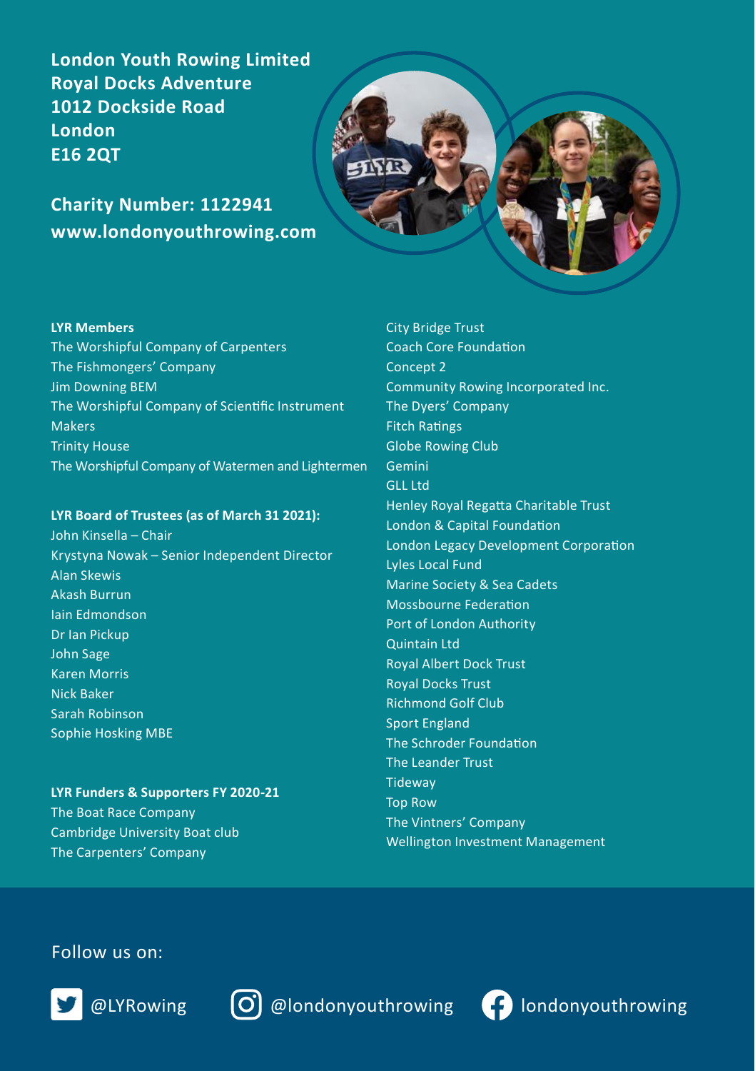**London Youth Rowing Limited**
**Royal Docks Adventure**
**1012 Dockside Road**
**London**
**E16 2QT**

**Charity Number: 1122941**
**www.londonyouthrowing.com**

**LYR Members**

The Worshipful Company of Carpenters
The Fishmongers' Company
Jim Downing BEM
The Worshipful Company of Scientific Instrument Makers
Trinity House
The Worshipful Company of Watermen and Lightermen

**LYR Board of Trustees (as of March 31 2021):**

John Kinsella – Chair
Krystyna Nowak – Senior Independent Director
Alan Skewis
Akash Burrun
Iain Edmondson
Dr Ian Pickup
John Sage
Karen Morris
Nick Baker
Sarah Robinson
Sophie Hosking MBE

**LYR Funders & Supporters FY 2020-21**

The Boat Race Company
Cambridge University Boat club
The Carpenters' Company
City Bridge Trust
Coach Core Foundation
Concept 2
Community Rowing Incorporated Inc.
The Dyers' Company
Fitch Ratings
Globe Rowing Club
Gemini
GLL Ltd
Henley Royal Regatta Charitable Trust
London & Capital Foundation
London Legacy Development Corporation
Lyles Local Fund
Marine Society & Sea Cadets
Mossbourne Federation
Port of London Authority
Quintain Ltd
Royal Albert Dock Trust
Royal Docks Trust
Richmond Golf Club
Sport England
The Schroder Foundation
The Leander Trust
Tideway
Top Row
The Vintners' Company
Wellington Investment Management

Follow us on:

@LYRowing @londonyouthrowing londonyouthrowing